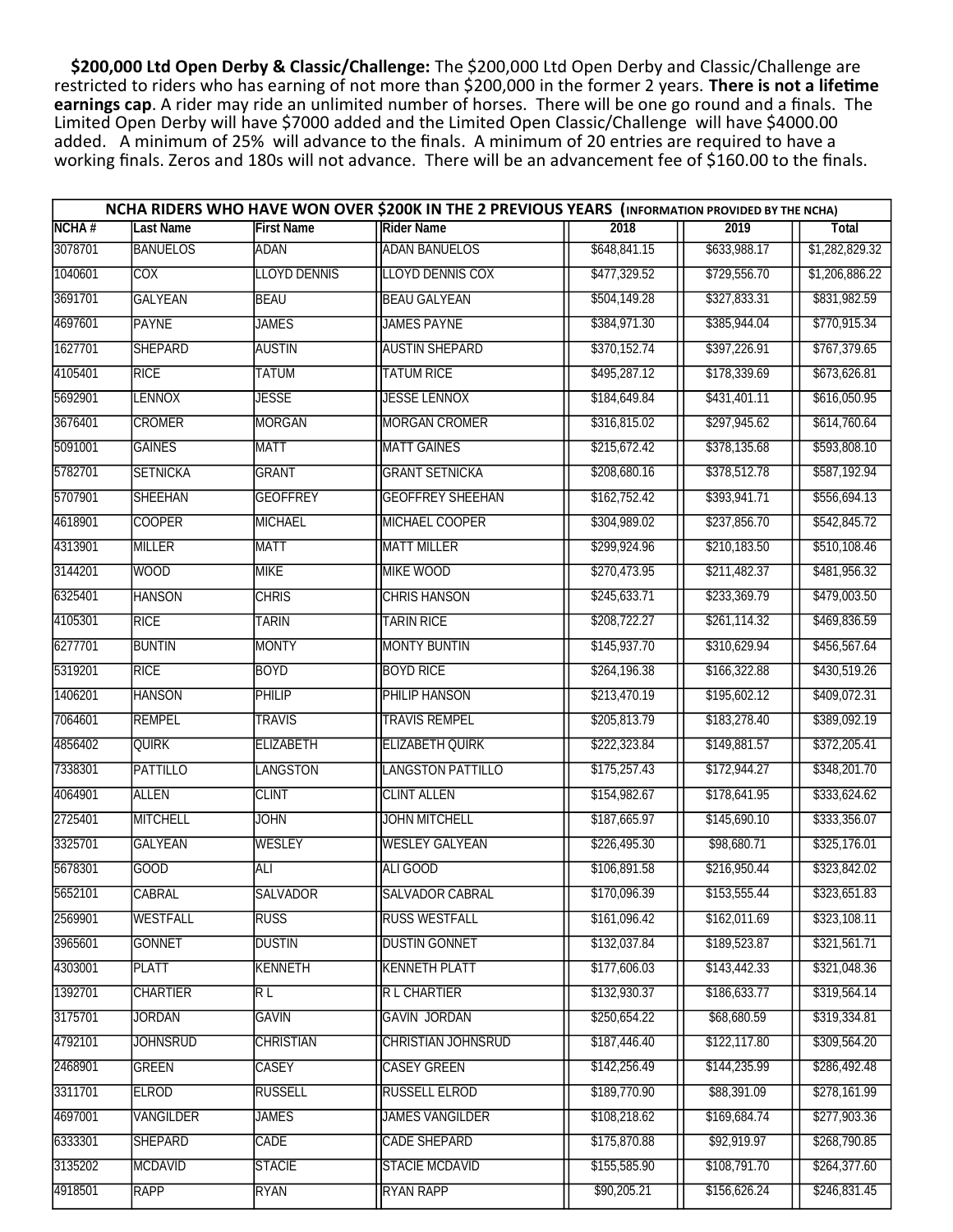**$200,000 Ltd Open Derby & Classic/Challenge:** The $200,000 Ltd Open Derby and Classic/Challenge are restricted to riders who has earning of not more than $200,000 in the former 2 years. **There is not a lifetime earnings cap**. A rider may ride an unlimited number of horses. There will be one go round and a finals. The Limited Open Derby will have $7000 added and the Limited Open Classic/Challenge will have $4000.00 added. A minimum of 25% will advance to the finals. A minimum of 20 entries are required to have a working finals. Zeros and 180s will not advance. There will be an advancement fee of $160.00 to the finals.

| NCHA RIDERS WHO HAVE WON OVER $200K IN THE 2 PREVIOUS YEARS (INFORMATION PROVIDED BY THE NCHA) | | | | | | |
|---|---|---|---|---|---|---|
| NCHA # | Last Name | First Name | Rider Name | 2018 | 2019 | Total |
| 3078701 | BANUELOS | ADAN | ADAN BANUELOS | $648,841.15 | $633,988.17 | $1,282,829.32 |
| 1040601 | COX | LLOYD DENNIS | LLOYD DENNIS COX | $477,329.52 | $729,556.70 | $1,206,886.22 |
| 3691701 | GALYEAN | BEAU | BEAU GALYEAN | $504,149.28 | $327,833.31 | $831,982.59 |
| 4697601 | PAYNE | JAMES | JAMES PAYNE | $384,971.30 | $385,944.04 | $770,915.34 |
| 1627701 | SHEPARD | AUSTIN | AUSTIN SHEPARD | $370,152.74 | $397,226.91 | $767,379.65 |
| 4105401 | RICE | TATUM | TATUM RICE | $495,287.12 | $178,339.69 | $673,626.81 |
| 5692901 | LENNOX | JESSE | JESSE LENNOX | $184,649.84 | $431,401.11 | $616,050.95 |
| 3676401 | CROMER | MORGAN | MORGAN CROMER | $316,815.02 | $297,945.62 | $614,760.64 |
| 5091001 | GAINES | MATT | MATT GAINES | $215,672.42 | $378,135.68 | $593,808.10 |
| 5782701 | SETNICKA | GRANT | GRANT SETNICKA | $208,680.16 | $378,512.78 | $587,192.94 |
| 5707901 | SHEEHAN | GEOFFREY | GEOFFREY SHEEHAN | $162,752.42 | $393,941.71 | $556,694.13 |
| 4618901 | COOPER | MICHAEL | MICHAEL COOPER | $304,989.02 | $237,856.70 | $542,845.72 |
| 4313901 | MILLER | MATT | MATT MILLER | $299,924.96 | $210,183.50 | $510,108.46 |
| 3144201 | WOOD | MIKE | MIKE WOOD | $270,473.95 | $211,482.37 | $481,956.32 |
| 6325401 | HANSON | CHRIS | CHRIS HANSON | $245,633.71 | $233,369.79 | $479,003.50 |
| 4105301 | RICE | TARIN | TARIN RICE | $208,722.27 | $261,114.32 | $469,836.59 |
| 6277701 | BUNTIN | MONTY | MONTY BUNTIN | $145,937.70 | $310,629.94 | $456,567.64 |
| 5319201 | RICE | BOYD | BOYD RICE | $264,196.38 | $166,322.88 | $430,519.26 |
| 1406201 | HANSON | PHILIP | PHILIP HANSON | $213,470.19 | $195,602.12 | $409,072.31 |
| 7064601 | REMPEL | TRAVIS | TRAVIS REMPEL | $205,813.79 | $183,278.40 | $389,092.19 |
| 4856402 | QUIRK | ELIZABETH | ELIZABETH QUIRK | $222,323.84 | $149,881.57 | $372,205.41 |
| 7338301 | PATTILLO | LANGSTON | LANGSTON PATTILLO | $175,257.43 | $172,944.27 | $348,201.70 |
| 4064901 | ALLEN | CLINT | CLINT ALLEN | $154,982.67 | $178,641.95 | $333,624.62 |
| 2725401 | MITCHELL | JOHN | JOHN MITCHELL | $187,665.97 | $145,690.10 | $333,356.07 |
| 3325701 | GALYEAN | WESLEY | WESLEY GALYEAN | $226,495.30 | $98,680.71 | $325,176.01 |
| 5678301 | GOOD | ALI | ALI GOOD | $106,891.58 | $216,950.44 | $323,842.02 |
| 5652101 | CABRAL | SALVADOR | SALVADOR CABRAL | $170,096.39 | $153,555.44 | $323,651.83 |
| 2569901 | WESTFALL | RUSS | RUSS WESTFALL | $161,096.42 | $162,011.69 | $323,108.11 |
| 3965601 | GONNET | DUSTIN | DUSTIN GONNET | $132,037.84 | $189,523.87 | $321,561.71 |
| 4303001 | PLATT | KENNETH | KENNETH PLATT | $177,606.03 | $143,442.33 | $321,048.36 |
| 1392701 | CHARTIER | R L | R L CHARTIER | $132,930.37 | $186,633.77 | $319,564.14 |
| 3175701 | JORDAN | GAVIN | GAVIN JORDAN | $250,654.22 | $68,680.59 | $319,334.81 |
| 4792101 | JOHNSRUD | CHRISTIAN | CHRISTIAN JOHNSRUD | $187,446.40 | $122,117.80 | $309,564.20 |
| 2468901 | GREEN | CASEY | CASEY GREEN | $142,256.49 | $144,235.99 | $286,492.48 |
| 3311701 | ELROD | RUSSELL | RUSSELL ELROD | $189,770.90 | $88,391.09 | $278,161.99 |
| 4697001 | VANGILDER | JAMES | JAMES VANGILDER | $108,218.62 | $169,684.74 | $277,903.36 |
| 6333301 | SHEPARD | CADE | CADE SHEPARD | $175,870.88 | $92,919.97 | $268,790.85 |
| 3135202 | MCDAVID | STACIE | STACIE MCDAVID | $155,585.90 | $108,791.70 | $264,377.60 |
| 4918501 | RAPP | RYAN | RYAN RAPP | $90,205.21 | $156,626.24 | $246,831.45 |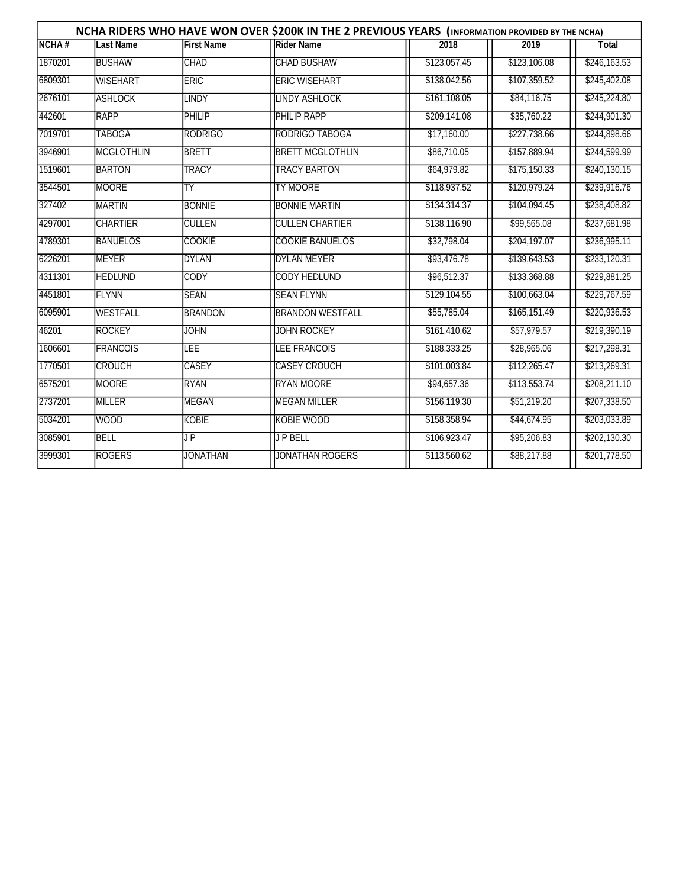**NCHA RIDERS WHO HAVE WON OVER $200K IN THE 2 PREVIOUS YEARS (INFORMATION PROVIDED BY THE NCHA)**

| NCHA # | Last Name | First Name | Rider Name | 2018 | 2019 | Total |
|---|---|---|---|---|---|---|
| 1870201 | BUSHAW | CHAD | CHAD BUSHAW | $123,057.45 | $123,106.08 | $246,163.53 |
| 6809301 | WISEHART | ERIC | ERIC WISEHART | $138,042.56 | $107,359.52 | $245,402.08 |
| 2676101 | ASHLOCK | LINDY | LINDY ASHLOCK | $161,108.05 | $84,116.75 | $245,224.80 |
| 442601 | RAPP | PHILIP | PHILIP RAPP | $209,141.08 | $35,760.22 | $244,901.30 |
| 7019701 | TABOGA | RODRIGO | RODRIGO TABOGA | $17,160.00 | $227,738.66 | $244,898.66 |
| 3946901 | MCGLOTHLIN | BRETT | BRETT MCGLOTHLIN | $86,710.05 | $157,889.94 | $244,599.99 |
| 1519601 | BARTON | TRACY | TRACY BARTON | $64,979.82 | $175,150.33 | $240,130.15 |
| 3544501 | MOORE | TY | TY MOORE | $118,937.52 | $120,979.24 | $239,916.76 |
| 327402 | MARTIN | BONNIE | BONNIE MARTIN | $134,314.37 | $104,094.45 | $238,408.82 |
| 4297001 | CHARTIER | CULLEN | CULLEN CHARTIER | $138,116.90 | $99,565.08 | $237,681.98 |
| 4789301 | BANUELOS | COOKIE | COOKIE BANUELOS | $32,798.04 | $204,197.07 | $236,995.11 |
| 6226201 | MEYER | DYLAN | DYLAN MEYER | $93,476.78 | $139,643.53 | $233,120.31 |
| 4311301 | HEDLUND | CODY | CODY HEDLUND | $96,512.37 | $133,368.88 | $229,881.25 |
| 4451801 | FLYNN | SEAN | SEAN FLYNN | $129,104.55 | $100,663.04 | $229,767.59 |
| 6095901 | WESTFALL | BRANDON | BRANDON WESTFALL | $55,785.04 | $165,151.49 | $220,936.53 |
| 46201 | ROCKEY | JOHN | JOHN ROCKEY | $161,410.62 | $57,979.57 | $219,390.19 |
| 1606601 | FRANCOIS | LEE | LEE FRANCOIS | $188,333.25 | $28,965.06 | $217,298.31 |
| 1770501 | CROUCH | CASEY | CASEY CROUCH | $101,003.84 | $112,265.47 | $213,269.31 |
| 6575201 | MOORE | RYAN | RYAN MOORE | $94,657.36 | $113,553.74 | $208,211.10 |
| 2737201 | MILLER | MEGAN | MEGAN MILLER | $156,119.30 | $51,219.20 | $207,338.50 |
| 5034201 | WOOD | KOBIE | KOBIE WOOD | $158,358.94 | $44,674.95 | $203,033.89 |
| 3085901 | BELL | J P | J P BELL | $106,923.47 | $95,206.83 | $202,130.30 |
| 3999301 | ROGERS | JONATHAN | JONATHAN ROGERS | $113,560.62 | $88,217.88 | $201,778.50 |